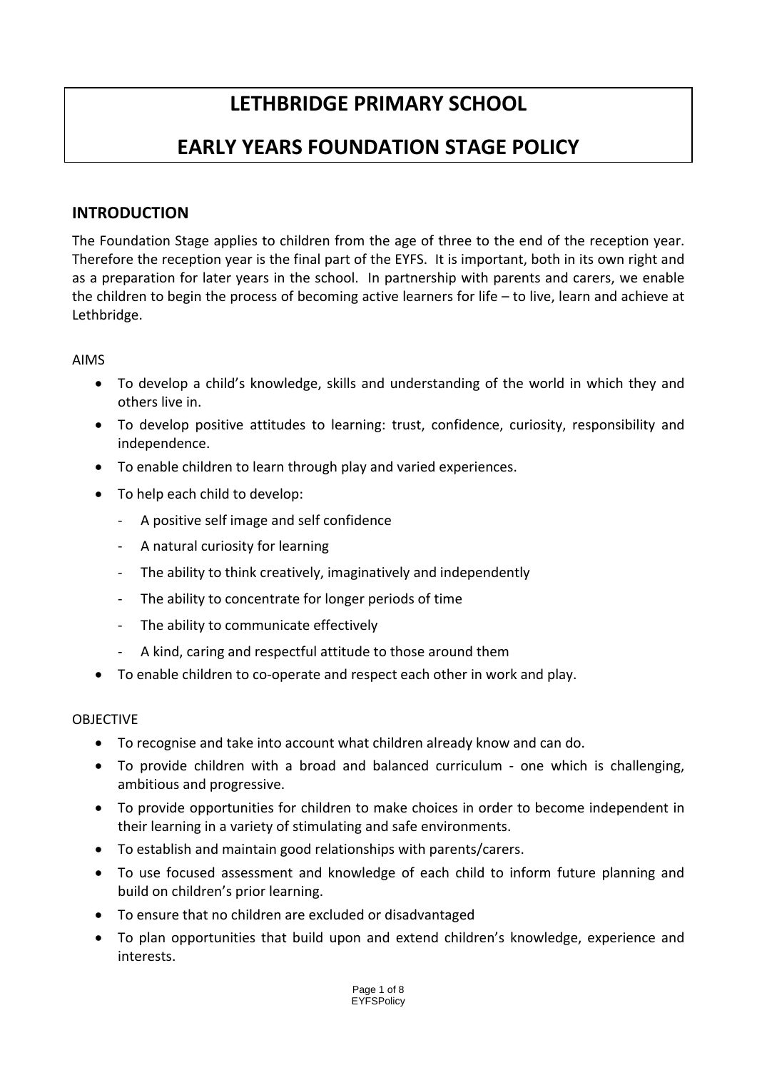# LETHBRIDGE PRIMARY SCHOOL

# EARLY YEARS FOUNDATION STAGE POLICY

## INTRODUCTION

The Foundation Stage applies to children from the age of three to the end of the reception year. Therefore the reception year is the final part of the EYFS. It is important, both in its own right and as a preparation for later years in the school. In partnership with parents and carers, we enable the children to begin the process of becoming active learners for life – to live, learn and achieve at Lethbridge.

AIMS

- To develop a child's knowledge, skills and understanding of the world in which they and others live in.
- To develop positive attitudes to learning: trust, confidence, curiosity, responsibility and independence.
- To enable children to learn through play and varied experiences.
- To help each child to develop:
    - A positive self image and self confidence
    - A natural curiosity for learning
    - The ability to think creatively, imaginatively and independently
    - The ability to concentrate for longer periods of time
    - The ability to communicate effectively
    - A kind, caring and respectful attitude to those around them
- To enable children to co-operate and respect each other in work and play.

OBJECTIVE

- To recognise and take into account what children already know and can do.
- To provide children with a broad and balanced curriculum - one which is challenging, ambitious and progressive.
- To provide opportunities for children to make choices in order to become independent in their learning in a variety of stimulating and safe environments.
- To establish and maintain good relationships with parents/carers.
- To use focused assessment and knowledge of each child to inform future planning and build on children's prior learning.
- To ensure that no children are excluded or disadvantaged
- To plan opportunities that build upon and extend children's knowledge, experience and interests.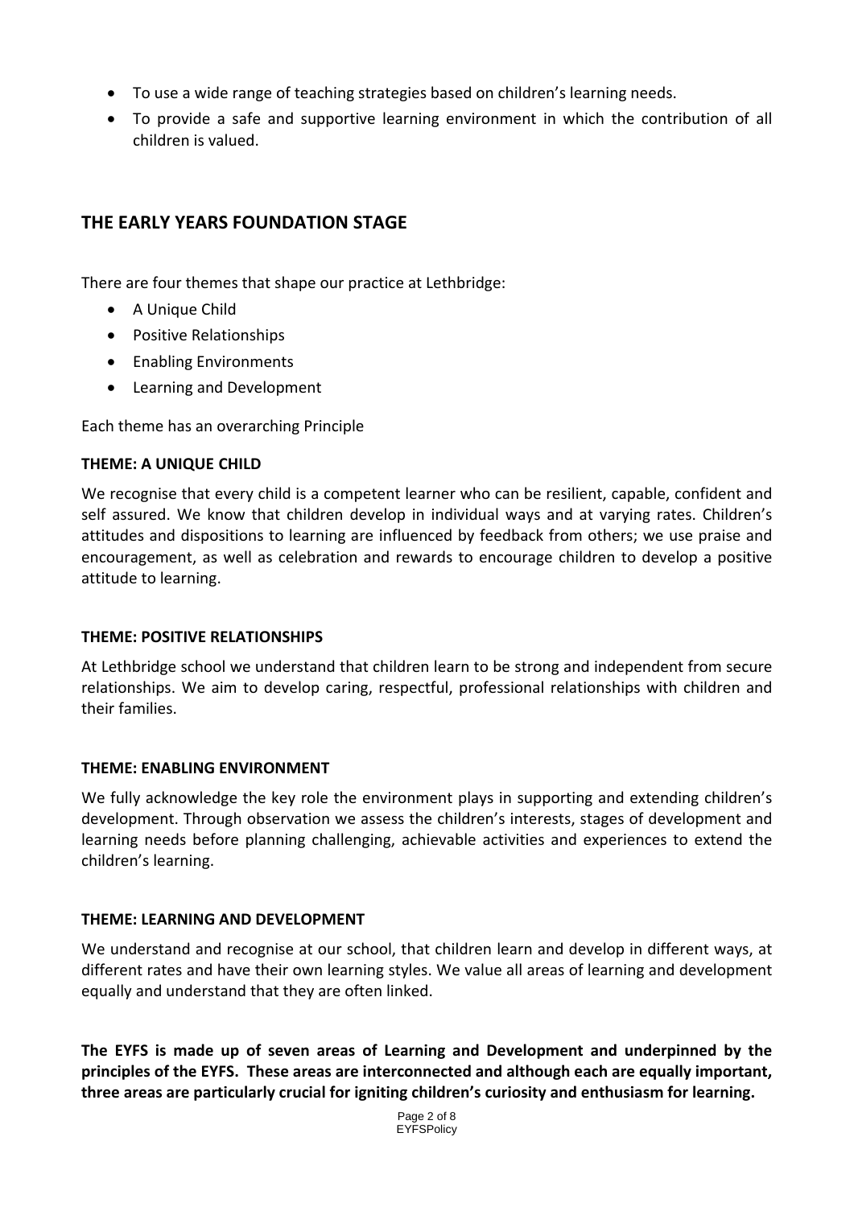- To use a wide range of teaching strategies based on children's learning needs.
- To provide a safe and supportive learning environment in which the contribution of all children is valued.

## THE EARLY YEARS FOUNDATION STAGE

There are four themes that shape our practice at Lethbridge:

- A Unique Child
- Positive Relationships
- Enabling Environments
- Learning and Development

Each theme has an overarching Principle

### THEME: A UNIQUE CHILD

We recognise that every child is a competent learner who can be resilient, capable, confident and self assured. We know that children develop in individual ways and at varying rates. Children's attitudes and dispositions to learning are influenced by feedback from others; we use praise and encouragement, as well as celebration and rewards to encourage children to develop a positive attitude to learning.

### THEME: POSITIVE RELATIONSHIPS

At Lethbridge school we understand that children learn to be strong and independent from secure relationships. We aim to develop caring, respectful, professional relationships with children and their families.

### THEME: ENABLING ENVIRONMENT

We fully acknowledge the key role the environment plays in supporting and extending children's development. Through observation we assess the children's interests, stages of development and learning needs before planning challenging, achievable activities and experiences to extend the children's learning.

### THEME: LEARNING AND DEVELOPMENT

We understand and recognise at our school, that children learn and develop in different ways, at different rates and have their own learning styles. We value all areas of learning and development equally and understand that they are often linked.

**The EYFS is made up of seven areas of Learning and Development and underpinned by the principles of the EYFS. These areas are interconnected and although each are equally important, three areas are particularly crucial for igniting children's curiosity and enthusiasm for learning.**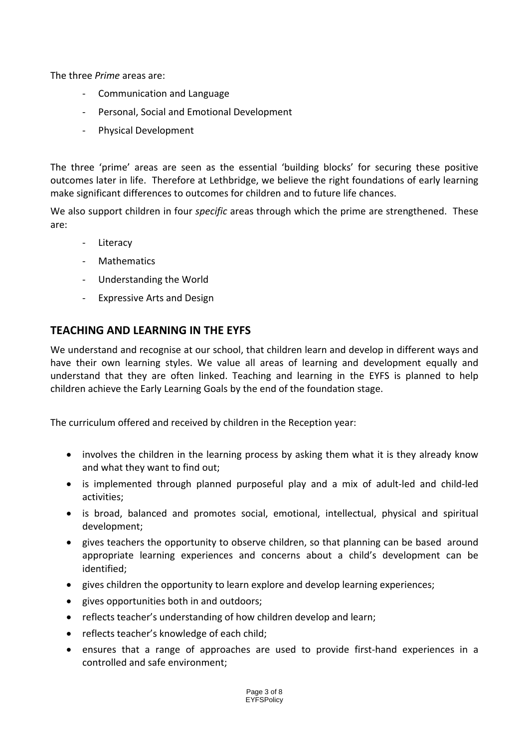The three *Prime* areas are:

- Communication and Language
- Personal, Social and Emotional Development
- Physical Development

The three 'prime' areas are seen as the essential 'building blocks' for securing these positive outcomes later in life. Therefore at Lethbridge, we believe the right foundations of early learning make significant differences to outcomes for children and to future life chances.

We also support children in four *specific* areas through which the prime are strengthened. These are:

- Literacy
- Mathematics
- Understanding the World
- Expressive Arts and Design

## TEACHING AND LEARNING IN THE EYFS

We understand and recognise at our school, that children learn and develop in different ways and have their own learning styles. We value all areas of learning and development equally and understand that they are often linked. Teaching and learning in the EYFS is planned to help children achieve the Early Learning Goals by the end of the foundation stage.

The curriculum offered and received by children in the Reception year:

- involves the children in the learning process by asking them what it is they already know and what they want to find out;
- is implemented through planned purposeful play and a mix of adult-led and child-led activities;
- is broad, balanced and promotes social, emotional, intellectual, physical and spiritual development;
- gives teachers the opportunity to observe children, so that planning can be based around appropriate learning experiences and concerns about a child's development can be identified;
- gives children the opportunity to learn explore and develop learning experiences;
- gives opportunities both in and outdoors;
- reflects teacher's understanding of how children develop and learn;
- reflects teacher's knowledge of each child;
- ensures that a range of approaches are used to provide first-hand experiences in a controlled and safe environment;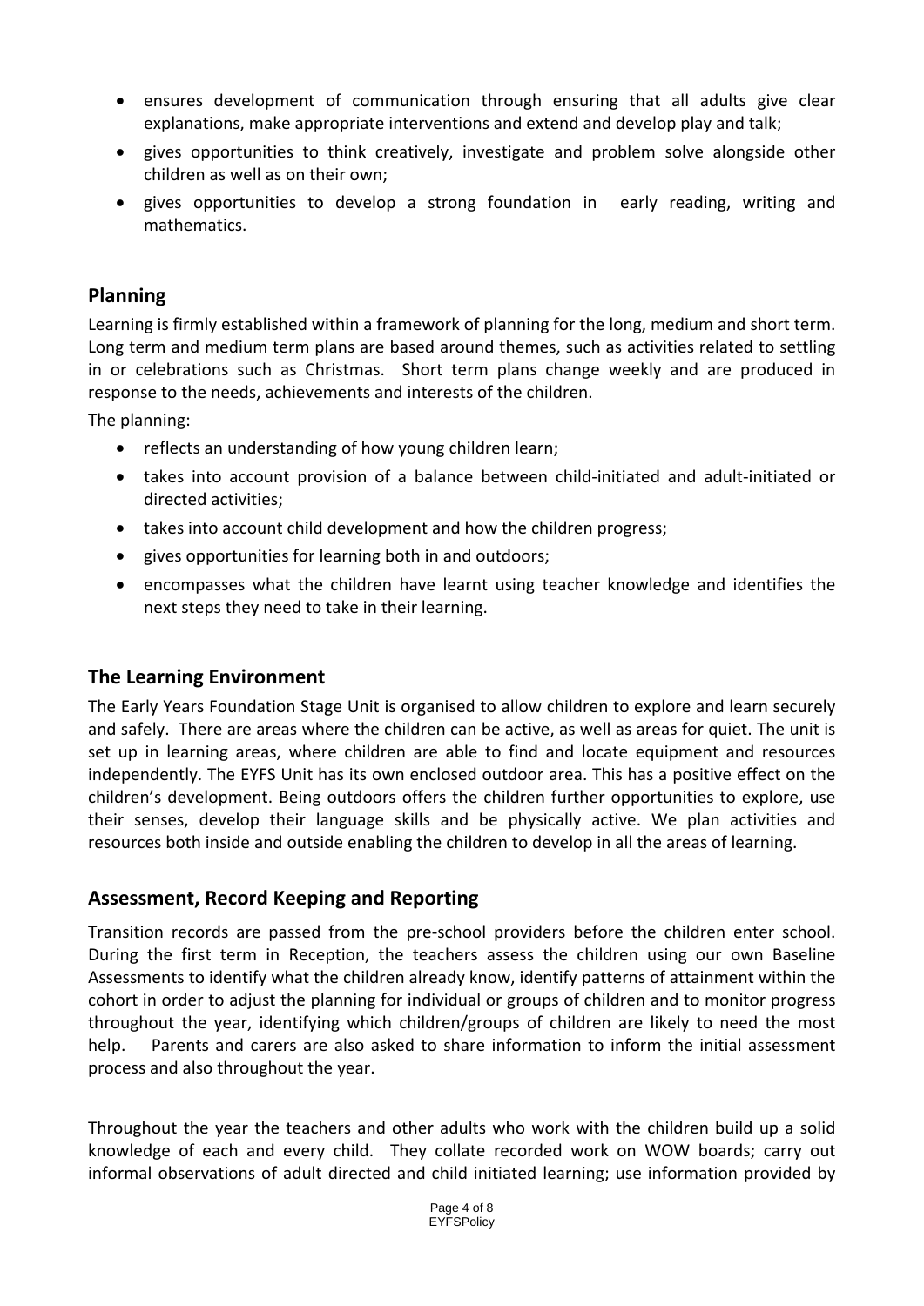- ensures development of communication through ensuring that all adults give clear explanations, make appropriate interventions and extend and develop play and talk;
- gives opportunities to think creatively, investigate and problem solve alongside other children as well as on their own;
- gives opportunities to develop a strong foundation in early reading, writing and mathematics.

## Planning

Learning is firmly established within a framework of planning for the long, medium and short term. Long term and medium term plans are based around themes, such as activities related to settling in or celebrations such as Christmas. Short term plans change weekly and are produced in response to the needs, achievements and interests of the children.

The planning:

- reflects an understanding of how young children learn;
- takes into account provision of a balance between child-initiated and adult-initiated or directed activities;
- takes into account child development and how the children progress;
- gives opportunities for learning both in and outdoors;
- encompasses what the children have learnt using teacher knowledge and identifies the next steps they need to take in their learning.

## The Learning Environment

The Early Years Foundation Stage Unit is organised to allow children to explore and learn securely and safely. There are areas where the children can be active, as well as areas for quiet. The unit is set up in learning areas, where children are able to find and locate equipment and resources independently. The EYFS Unit has its own enclosed outdoor area. This has a positive effect on the children's development. Being outdoors offers the children further opportunities to explore, use their senses, develop their language skills and be physically active. We plan activities and resources both inside and outside enabling the children to develop in all the areas of learning.

## Assessment, Record Keeping and Reporting

Transition records are passed from the pre-school providers before the children enter school. During the first term in Reception, the teachers assess the children using our own Baseline Assessments to identify what the children already know, identify patterns of attainment within the cohort in order to adjust the planning for individual or groups of children and to monitor progress throughout the year, identifying which children/groups of children are likely to need the most help. Parents and carers are also asked to share information to inform the initial assessment process and also throughout the year.

Throughout the year the teachers and other adults who work with the children build up a solid knowledge of each and every child. They collate recorded work on WOW boards; carry out informal observations of adult directed and child initiated learning; use information provided by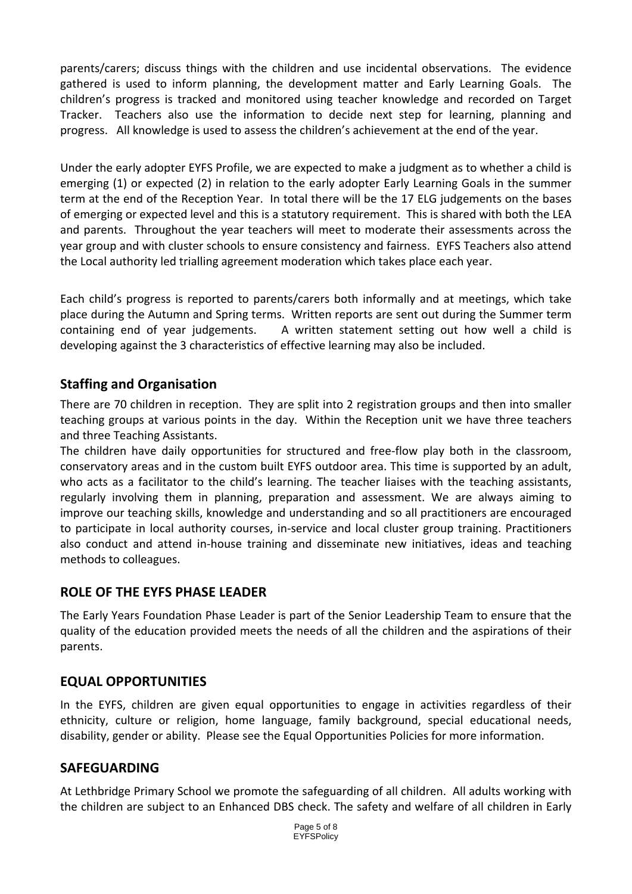parents/carers; discuss things with the children and use incidental observations. The evidence gathered is used to inform planning, the development matter and Early Learning Goals. The children's progress is tracked and monitored using teacher knowledge and recorded on Target Tracker. Teachers also use the information to decide next step for learning, planning and progress. All knowledge is used to assess the children's achievement at the end of the year.

Under the early adopter EYFS Profile, we are expected to make a judgment as to whether a child is emerging (1) or expected (2) in relation to the early adopter Early Learning Goals in the summer term at the end of the Reception Year. In total there will be the 17 ELG judgements on the bases of emerging or expected level and this is a statutory requirement. This is shared with both the LEA and parents. Throughout the year teachers will meet to moderate their assessments across the year group and with cluster schools to ensure consistency and fairness. EYFS Teachers also attend the Local authority led trialling agreement moderation which takes place each year.

Each child's progress is reported to parents/carers both informally and at meetings, which take place during the Autumn and Spring terms. Written reports are sent out during the Summer term containing end of year judgements. A written statement setting out how well a child is developing against the 3 characteristics of effective learning may also be included.

## Staffing and Organisation

There are 70 children in reception. They are split into 2 registration groups and then into smaller teaching groups at various points in the day. Within the Reception unit we have three teachers and three Teaching Assistants.

The children have daily opportunities for structured and free-flow play both in the classroom, conservatory areas and in the custom built EYFS outdoor area. This time is supported by an adult, who acts as a facilitator to the child's learning. The teacher liaises with the teaching assistants, regularly involving them in planning, preparation and assessment. We are always aiming to improve our teaching skills, knowledge and understanding and so all practitioners are encouraged to participate in local authority courses, in-service and local cluster group training. Practitioners also conduct and attend in-house training and disseminate new initiatives, ideas and teaching methods to colleagues.

## ROLE OF THE EYFS PHASE LEADER

The Early Years Foundation Phase Leader is part of the Senior Leadership Team to ensure that the quality of the education provided meets the needs of all the children and the aspirations of their parents.

## EQUAL OPPORTUNITIES

In the EYFS, children are given equal opportunities to engage in activities regardless of their ethnicity, culture or religion, home language, family background, special educational needs, disability, gender or ability. Please see the Equal Opportunities Policies for more information.

## SAFEGUARDING

At Lethbridge Primary School we promote the safeguarding of all children. All adults working with the children are subject to an Enhanced DBS check. The safety and welfare of all children in Early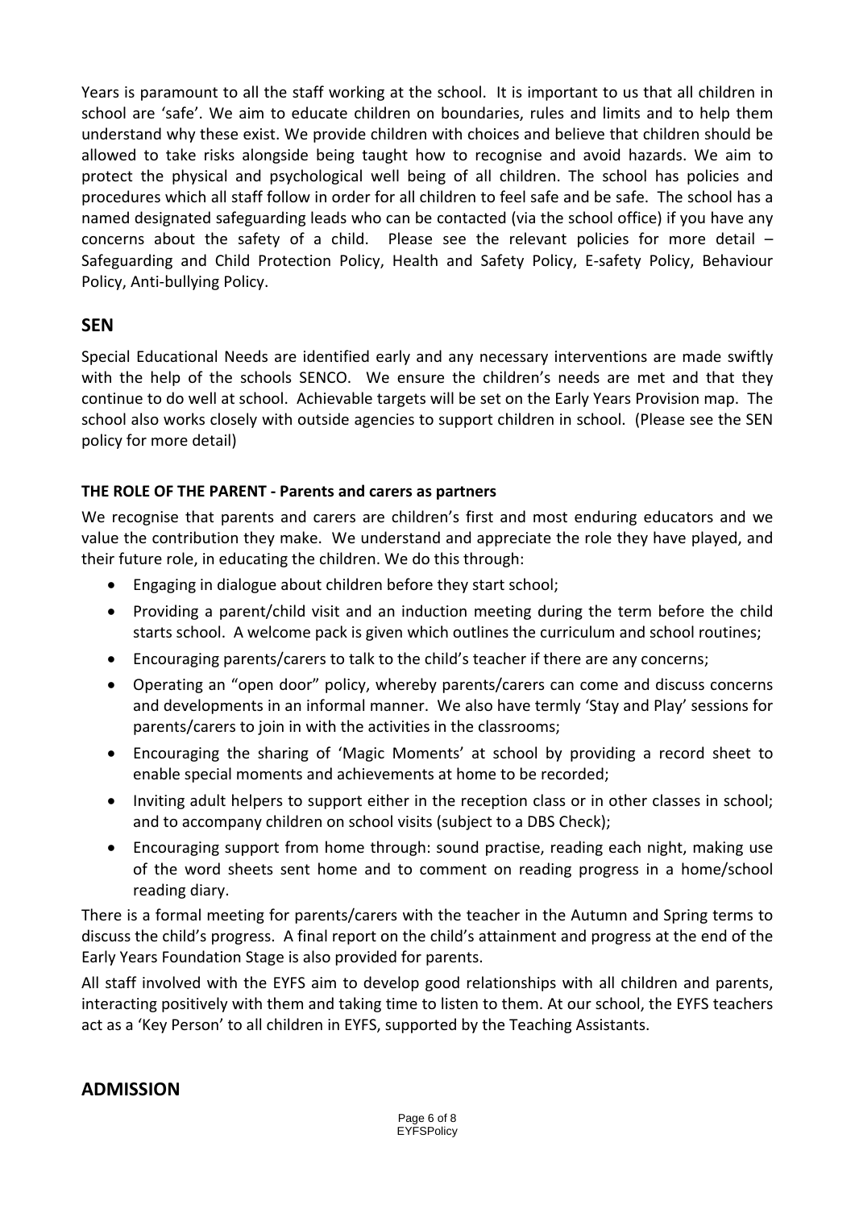Years is paramount to all the staff working at the school. It is important to us that all children in school are 'safe'. We aim to educate children on boundaries, rules and limits and to help them understand why these exist. We provide children with choices and believe that children should be allowed to take risks alongside being taught how to recognise and avoid hazards. We aim to protect the physical and psychological well being of all children. The school has policies and procedures which all staff follow in order for all children to feel safe and be safe. The school has a named designated safeguarding leads who can be contacted (via the school office) if you have any concerns about the safety of a child. Please see the relevant policies for more detail – Safeguarding and Child Protection Policy, Health and Safety Policy, E-safety Policy, Behaviour Policy, Anti-bullying Policy.

## SEN

Special Educational Needs are identified early and any necessary interventions are made swiftly with the help of the schools SENCO. We ensure the children's needs are met and that they continue to do well at school. Achievable targets will be set on the Early Years Provision map. The school also works closely with outside agencies to support children in school. (Please see the SEN policy for more detail)

### THE ROLE OF THE PARENT - Parents and carers as partners

We recognise that parents and carers are children's first and most enduring educators and we value the contribution they make. We understand and appreciate the role they have played, and their future role, in educating the children. We do this through:

- Engaging in dialogue about children before they start school;
- Providing a parent/child visit and an induction meeting during the term before the child starts school. A welcome pack is given which outlines the curriculum and school routines;
- Encouraging parents/carers to talk to the child's teacher if there are any concerns;
- Operating an "open door" policy, whereby parents/carers can come and discuss concerns and developments in an informal manner. We also have termly 'Stay and Play' sessions for parents/carers to join in with the activities in the classrooms;
- Encouraging the sharing of 'Magic Moments' at school by providing a record sheet to enable special moments and achievements at home to be recorded;
- Inviting adult helpers to support either in the reception class or in other classes in school; and to accompany children on school visits (subject to a DBS Check);
- Encouraging support from home through: sound practise, reading each night, making use of the word sheets sent home and to comment on reading progress in a home/school reading diary.

There is a formal meeting for parents/carers with the teacher in the Autumn and Spring terms to discuss the child's progress. A final report on the child's attainment and progress at the end of the Early Years Foundation Stage is also provided for parents.

All staff involved with the EYFS aim to develop good relationships with all children and parents, interacting positively with them and taking time to listen to them. At our school, the EYFS teachers act as a 'Key Person' to all children in EYFS, supported by the Teaching Assistants.

## ADMISSION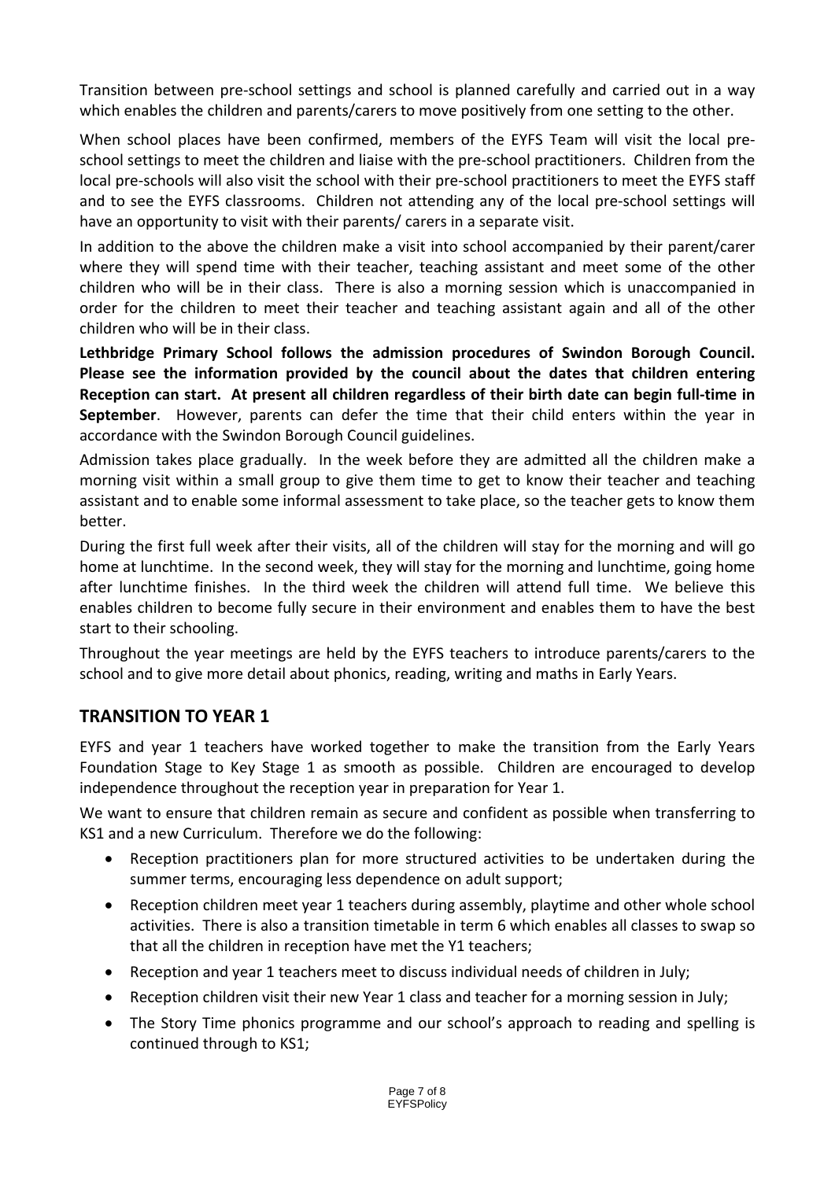Transition between pre-school settings and school is planned carefully and carried out in a way which enables the children and parents/carers to move positively from one setting to the other.

When school places have been confirmed, members of the EYFS Team will visit the local pre-school settings to meet the children and liaise with the pre-school practitioners. Children from the local pre-schools will also visit the school with their pre-school practitioners to meet the EYFS staff and to see the EYFS classrooms. Children not attending any of the local pre-school settings will have an opportunity to visit with their parents/ carers in a separate visit.

In addition to the above the children make a visit into school accompanied by their parent/carer where they will spend time with their teacher, teaching assistant and meet some of the other children who will be in their class. There is also a morning session which is unaccompanied in order for the children to meet their teacher and teaching assistant again and all of the other children who will be in their class.

**Lethbridge Primary School follows the admission procedures of Swindon Borough Council. Please see the information provided by the council about the dates that children entering Reception can start. At present all children regardless of their birth date can begin full-time in September**. However, parents can defer the time that their child enters within the year in accordance with the Swindon Borough Council guidelines.

Admission takes place gradually. In the week before they are admitted all the children make a morning visit within a small group to give them time to get to know their teacher and teaching assistant and to enable some informal assessment to take place, so the teacher gets to know them better.

During the first full week after their visits, all of the children will stay for the morning and will go home at lunchtime. In the second week, they will stay for the morning and lunchtime, going home after lunchtime finishes. In the third week the children will attend full time. We believe this enables children to become fully secure in their environment and enables them to have the best start to their schooling.

Throughout the year meetings are held by the EYFS teachers to introduce parents/carers to the school and to give more detail about phonics, reading, writing and maths in Early Years.

## TRANSITION TO YEAR 1

EYFS and year 1 teachers have worked together to make the transition from the Early Years Foundation Stage to Key Stage 1 as smooth as possible. Children are encouraged to develop independence throughout the reception year in preparation for Year 1.

We want to ensure that children remain as secure and confident as possible when transferring to KS1 and a new Curriculum. Therefore we do the following:

- Reception practitioners plan for more structured activities to be undertaken during the summer terms, encouraging less dependence on adult support;
- Reception children meet year 1 teachers during assembly, playtime and other whole school activities. There is also a transition timetable in term 6 which enables all classes to swap so that all the children in reception have met the Y1 teachers;
- Reception and year 1 teachers meet to discuss individual needs of children in July;
- Reception children visit their new Year 1 class and teacher for a morning session in July;
- The Story Time phonics programme and our school's approach to reading and spelling is continued through to KS1;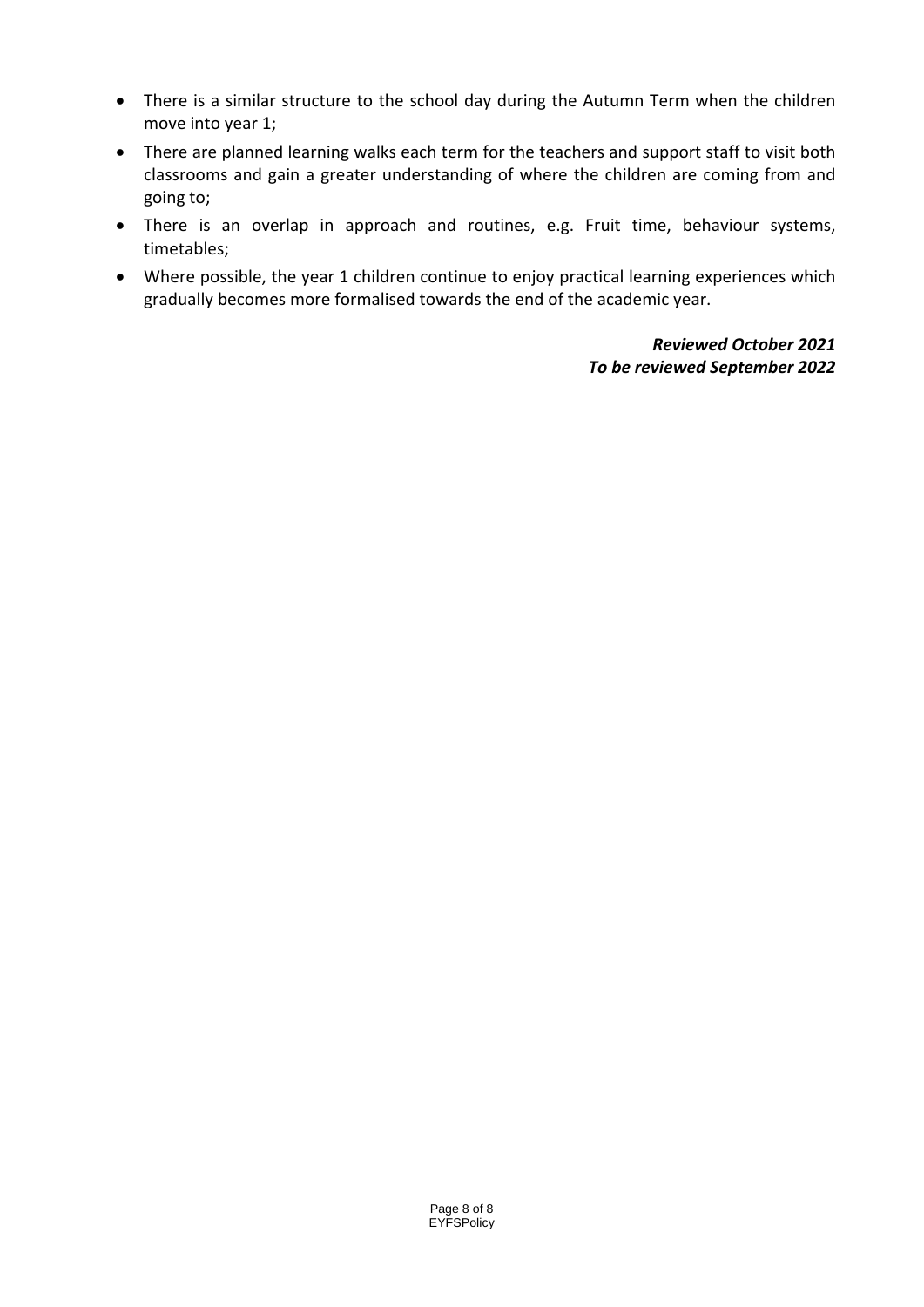- There is a similar structure to the school day during the Autumn Term when the children move into year 1;
- There are planned learning walks each term for the teachers and support staff to visit both classrooms and gain a greater understanding of where the children are coming from and going to;
- There is an overlap in approach and routines, e.g. Fruit time, behaviour systems, timetables;
- Where possible, the year 1 children continue to enjoy practical learning experiences which gradually becomes more formalised towards the end of the academic year.

***Reviewed October 2021***
***To be reviewed September 2022***